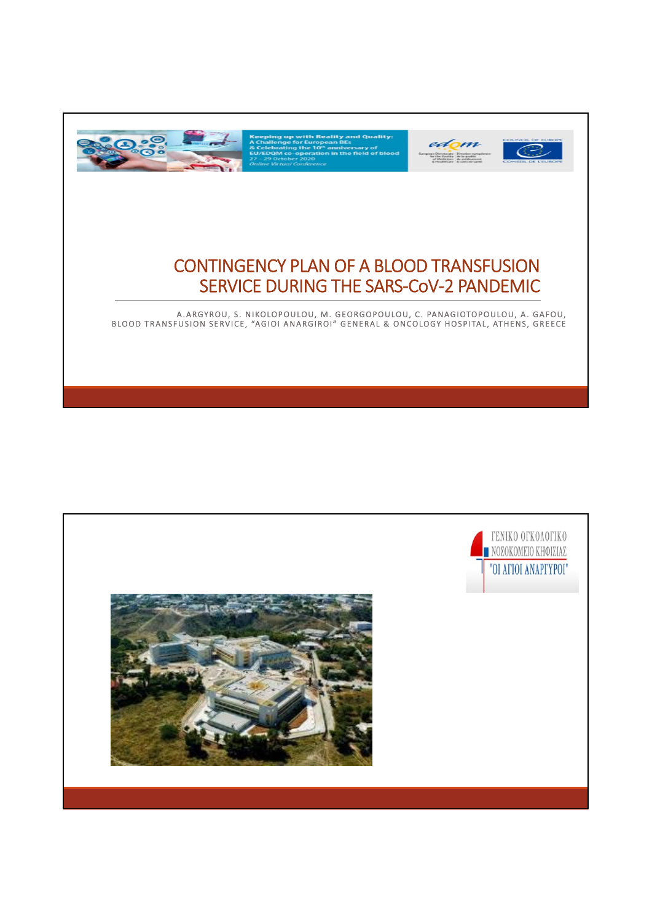# CONTINGENCY PLAN OF A BLOOD TRANSFUSION SERVICE DURING THE SARS-CoV-2 PANDEMIC

A.ARGYROU, S. NIKOLOPOULOU, M. GEORGOPOULOU, C. PANAGIOTOPOULOU, A. GAFOU,
BLOOD TRANSFUSION SERVICE, "AGIOI ANARGIROI" GENERAL & ONCOLOGY HOSPITAL, ATHENS, GREECE

ΓΕΝΙΚΟ ΟΓΚΟΛΟΓΙΚΟ ΝΟΣΟΚΟΜΕΙΟ ΚΗΦΙΣΙΑΣ "ΟΙ ΑΓΙΟΙ ΑΝΑΡΓΥΡΟΙ"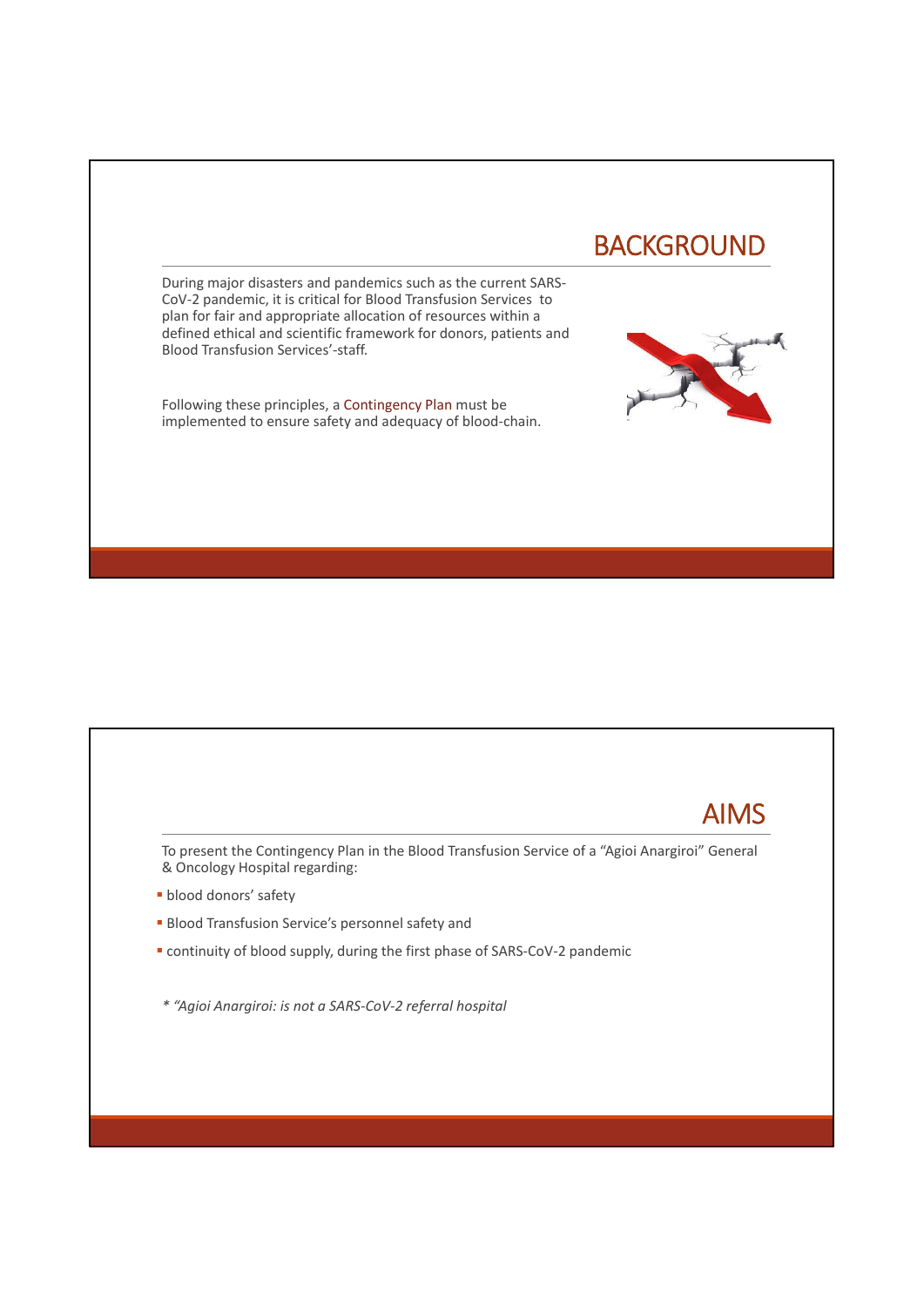## BACKGROUND

During major disasters and pandemics such as the current SARS-CoV-2 pandemic, it is critical for Blood Transfusion Services to plan for fair and appropriate allocation of resources within a defined ethical and scientific framework for donors, patients and Blood Transfusion Services'-staff.

Following these principles, a Contingency Plan must be implemented to ensure safety and adequacy of blood-chain.

## AIMS

To present the Contingency Plan in the Blood Transfusion Service of a "Agioi Anargiroi" General & Oncology Hospital regarding:

- blood donors' safety
- Blood Transfusion Service's personnel safety and
- continuity of blood supply, during the first phase of SARS-CoV-2 pandemic

*\* "Agioi Anargiroi: is not a SARS-CoV-2 referral hospital*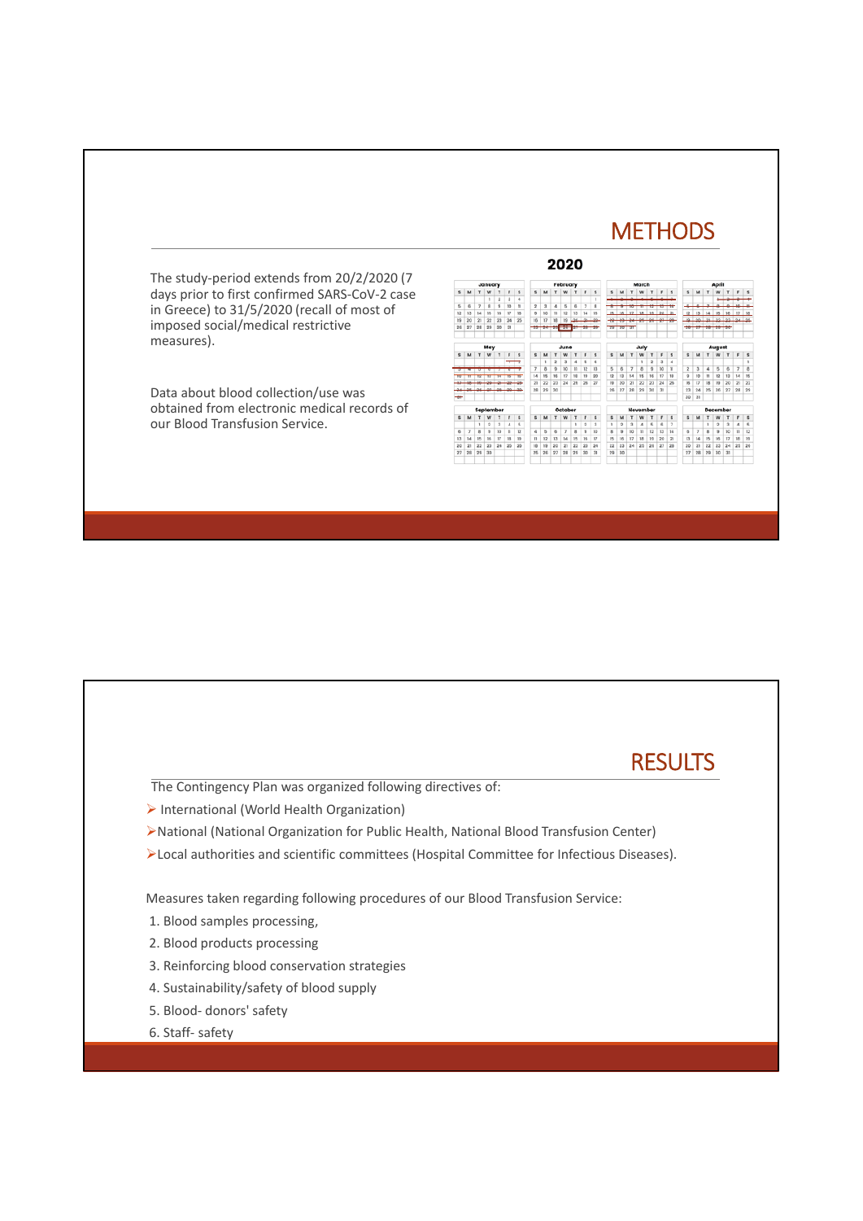## METHODS

The study-period extends from 20/2/2020 (7 days prior to first confirmed SARS-CoV-2 case in Greece) to 31/5/2020 (recall of most of imposed social/medical restrictive measures).

Data about blood collection/use was obtained from electronic medical records of our Blood Transfusion Service.

**2020**

## RESULTS

The Contingency Plan was organized following directives of:

- International (World Health Organization)
- National (National Organization for Public Health, National Blood Transfusion Center)
- Local authorities and scientific committees (Hospital Committee for Infectious Diseases).

Measures taken regarding following procedures of our Blood Transfusion Service:

1. Blood samples processing,
2. Blood products processing
3. Reinforcing blood conservation strategies
4. Sustainability/safety of blood supply
5. Blood- donors' safety
6. Staff- safety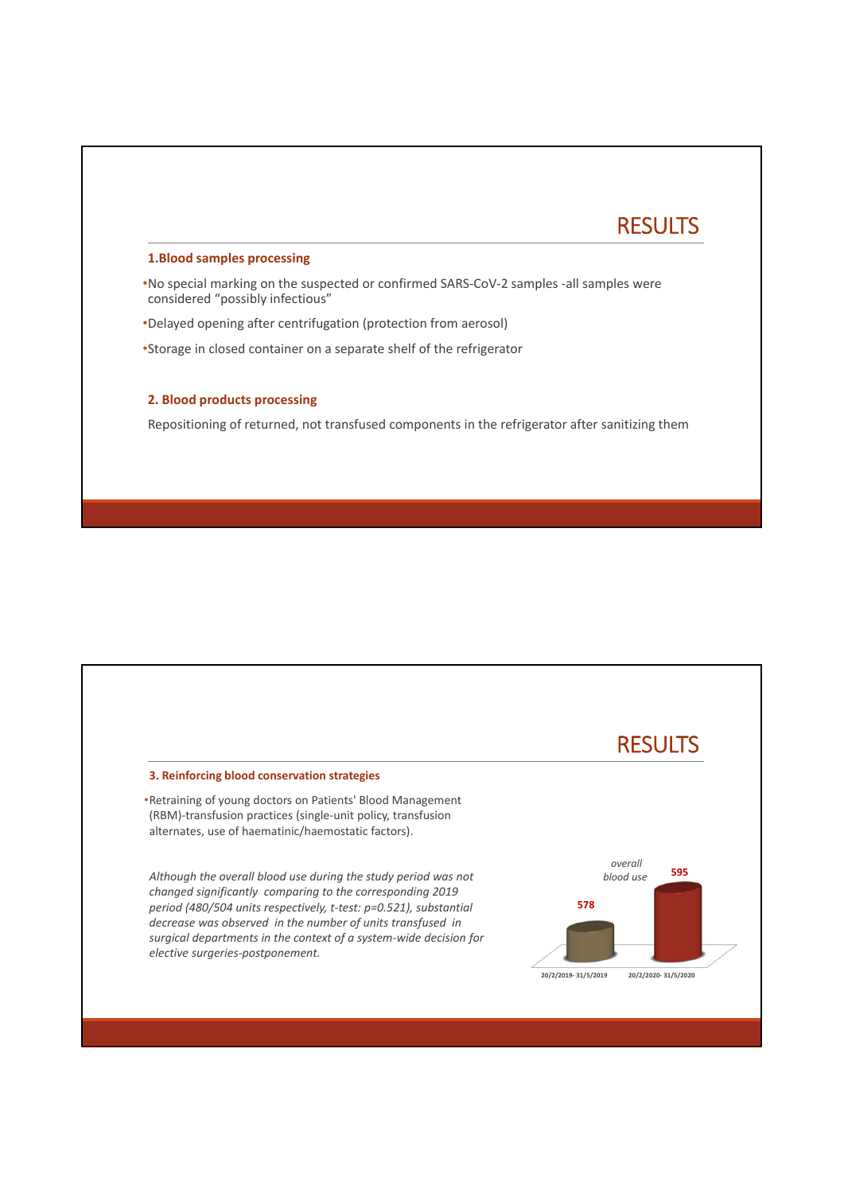## RESULTS

### 1.Blood samples processing

- No special marking on the suspected or confirmed SARS-CoV-2 samples -all samples were considered "possibly infectious"
- Delayed opening after centrifugation (protection from aerosol)
- Storage in closed container on a separate shelf of the refrigerator

### 2. Blood products processing

Repositioning of returned, not transfused components in the refrigerator after sanitizing them

## RESULTS

### 3. Reinforcing blood conservation strategies

- Retraining of young doctors on Patients' Blood Management (RBM)-transfusion practices (single-unit policy, transfusion alternates, use of haematinic/haemostatic factors).

*Although the overall blood use during the study period was not changed significantly comparing to the corresponding 2019 period (480/504 units respectively, t-test: $p=0.521$), substantial decrease was observed in the number of units transfused in surgical departments in the context of a system-wide decision for elective surgeries-postponement.*

*overall blood use*

| 20/2/2019- 31/5/2019 | 20/2/2020- 31/5/2020 |
|---|---|
| 578 | 595 |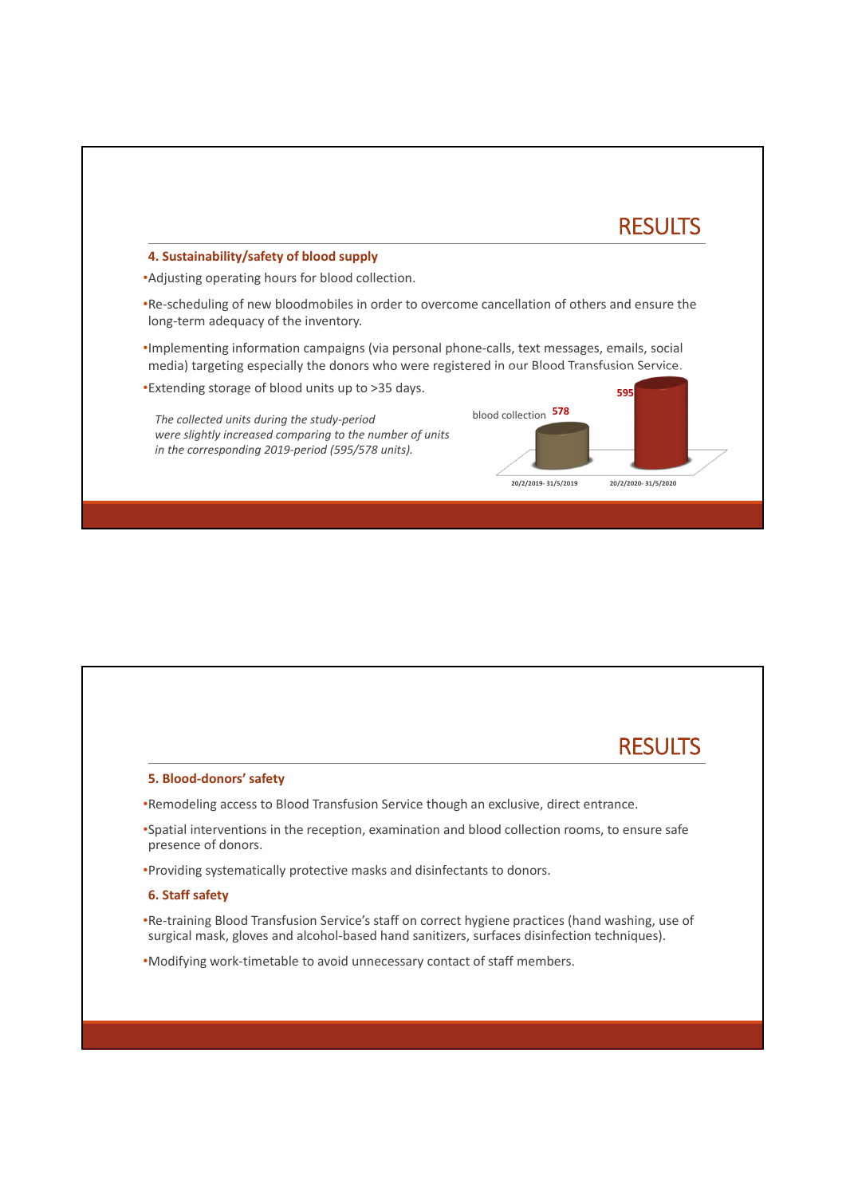## RESULTS

### 4. Sustainability/safety of blood supply

- Adjusting operating hours for blood collection.
- Re-scheduling of new bloodmobiles in order to overcome cancellation of others and ensure the long-term adequacy of the inventory.
- Implementing information campaigns (via personal phone-calls, text messages, emails, social media) targeting especially the donors who were registered in our Blood Transfusion Service.
- Extending storage of blood units up to >35 days.

*The collected units during the study-period were slightly increased comparing to the number of units in the corresponding 2019-period (595/578 units).*

| blood collection | 20/2/2019- 31/5/2019 | 20/2/2020- 31/5/2020 |
|---|---|---|
| | 578 | 595 |

## RESULTS

### 5. Blood-donors' safety

- Remodeling access to Blood Transfusion Service though an exclusive, direct entrance.
- Spatial interventions in the reception, examination and blood collection rooms, to ensure safe presence of donors.
- Providing systematically protective masks and disinfectants to donors.

### 6. Staff safety

- Re-training Blood Transfusion Service's staff on correct hygiene practices (hand washing, use of surgical mask, gloves and alcohol-based hand sanitizers, surfaces disinfection techniques).
- Modifying work-timetable to avoid unnecessary contact of staff members.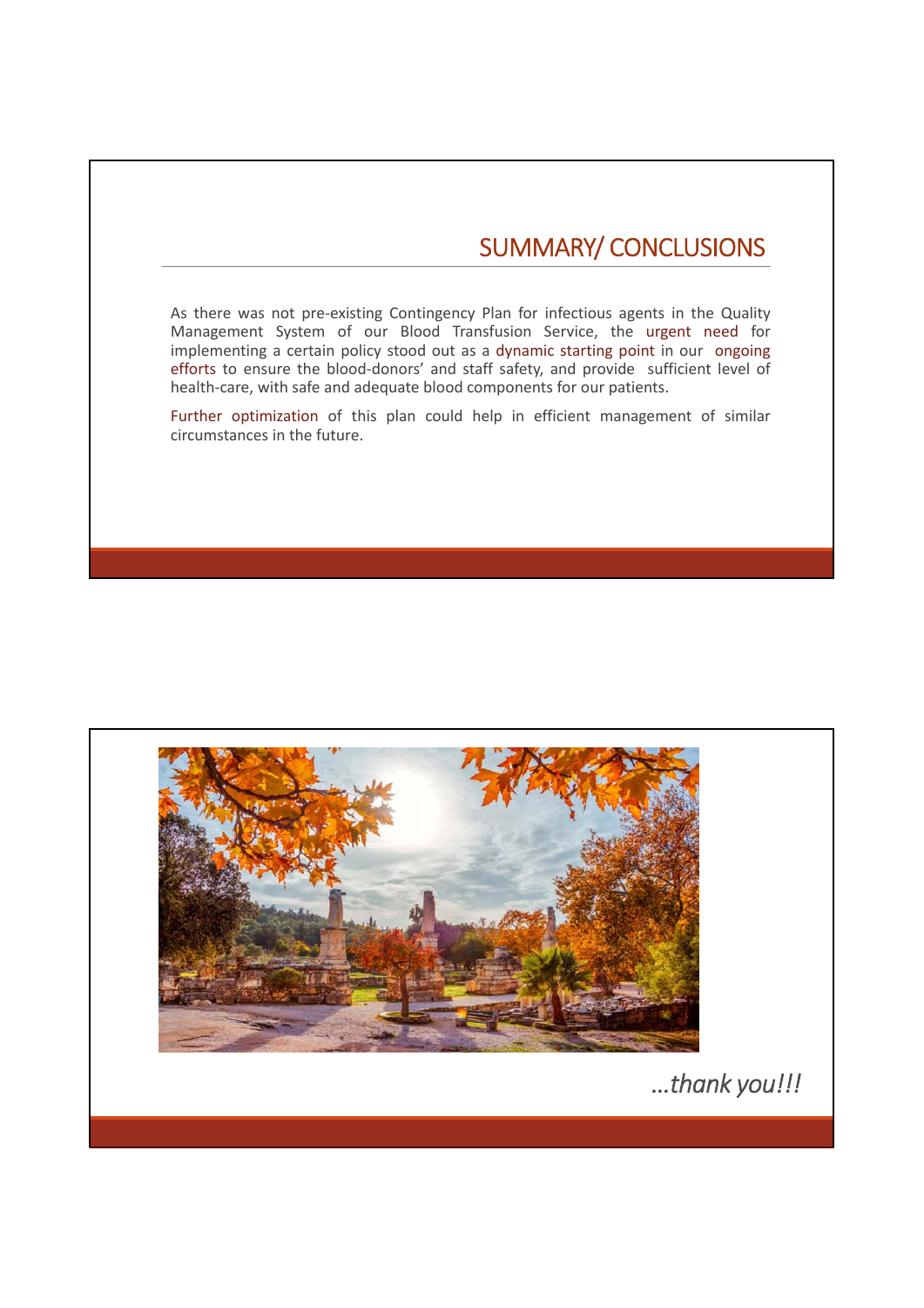## SUMMARY/ CONCLUSIONS

As there was not pre-existing Contingency Plan for infectious agents in the Quality Management System of our Blood Transfusion Service, the urgent need for implementing a certain policy stood out as a dynamic starting point in our ongoing efforts to ensure the blood-donors' and staff safety, and provide sufficient level of health-care, with safe and adequate blood components for our patients.

Further optimization of this plan could help in efficient management of similar circumstances in the future.

*...thank you!!!*